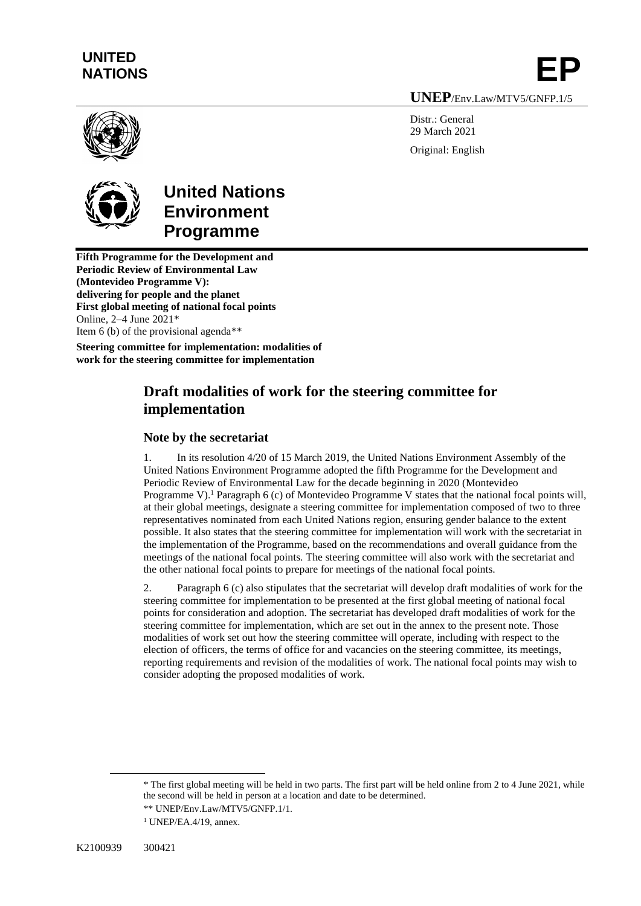UNITED NATIONS

# EP

**UNEP**/Env.Law/MTV5/GNFP.1/5

Distr.: General
29 March 2021

Original: English

**United Nations Environment Programme**

**Fifth Programme for the Development and Periodic Review of Environmental Law (Montevideo Programme V): delivering for people and the planet**
**First global meeting of national focal points**
Online, 2–4 June 2021*
Item 6 (b) of the provisional agenda**

**Steering committee for implementation: modalities of work for the steering committee for implementation**

# Draft modalities of work for the steering committee for implementation

## Note by the secretariat

1. In its resolution 4/20 of 15 March 2019, the United Nations Environment Assembly of the United Nations Environment Programme adopted the fifth Programme for the Development and Periodic Review of Environmental Law for the decade beginning in 2020 (Montevideo Programme V).[1] Paragraph 6 (c) of Montevideo Programme V states that the national focal points will, at their global meetings, designate a steering committee for implementation composed of two to three representatives nominated from each United Nations region, ensuring gender balance to the extent possible. It also states that the steering committee for implementation will work with the secretariat in the implementation of the Programme, based on the recommendations and overall guidance from the meetings of the national focal points. The steering committee will also work with the secretariat and the other national focal points to prepare for meetings of the national focal points.

2. Paragraph 6 (c) also stipulates that the secretariat will develop draft modalities of work for the steering committee for implementation to be presented at the first global meeting of national focal points for consideration and adoption. The secretariat has developed draft modalities of work for the steering committee for implementation, which are set out in the annex to the present note. Those modalities of work set out how the steering committee will operate, including with respect to the election of officers, the terms of office for and vacancies on the steering committee, its meetings, reporting requirements and revision of the modalities of work. The national focal points may wish to consider adopting the proposed modalities of work.

---

* The first global meeting will be held in two parts. The first part will be held online from 2 to 4 June 2021, while the second will be held in person at a location and date to be determined.

** UNEP/Env.Law/MTV5/GNFP.1/1.

[1] UNEP/EA.4/19, annex.

K2100939 300421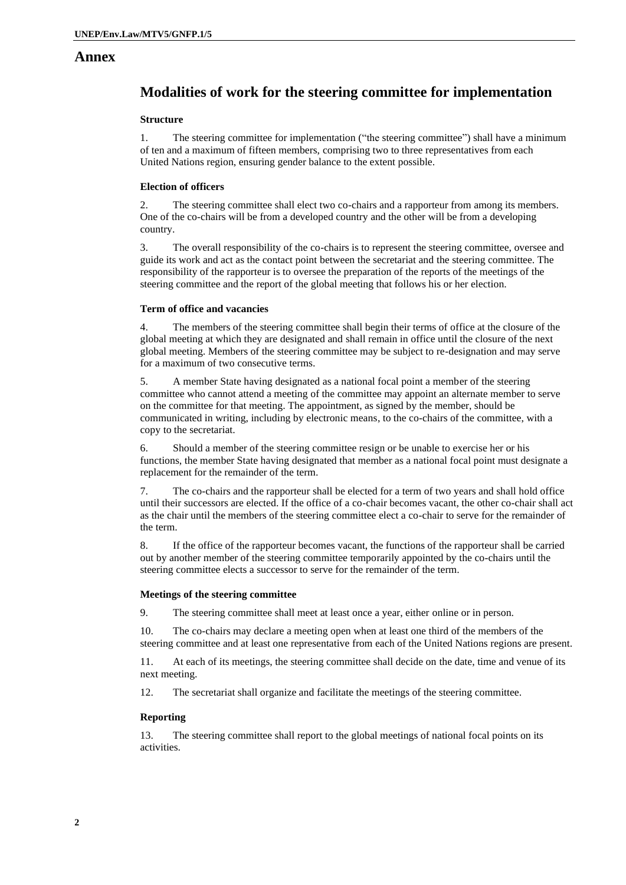# Annex

## Modalities of work for the steering committee for implementation

### Structure

1. The steering committee for implementation ("the steering committee") shall have a minimum of ten and a maximum of fifteen members, comprising two to three representatives from each United Nations region, ensuring gender balance to the extent possible.

### Election of officers

2. The steering committee shall elect two co-chairs and a rapporteur from among its members. One of the co-chairs will be from a developed country and the other will be from a developing country.

3. The overall responsibility of the co-chairs is to represent the steering committee, oversee and guide its work and act as the contact point between the secretariat and the steering committee. The responsibility of the rapporteur is to oversee the preparation of the reports of the meetings of the steering committee and the report of the global meeting that follows his or her election.

### Term of office and vacancies

4. The members of the steering committee shall begin their terms of office at the closure of the global meeting at which they are designated and shall remain in office until the closure of the next global meeting. Members of the steering committee may be subject to re-designation and may serve for a maximum of two consecutive terms.

5. A member State having designated as a national focal point a member of the steering committee who cannot attend a meeting of the committee may appoint an alternate member to serve on the committee for that meeting. The appointment, as signed by the member, should be communicated in writing, including by electronic means, to the co-chairs of the committee, with a copy to the secretariat.

6. Should a member of the steering committee resign or be unable to exercise her or his functions, the member State having designated that member as a national focal point must designate a replacement for the remainder of the term.

7. The co-chairs and the rapporteur shall be elected for a term of two years and shall hold office until their successors are elected. If the office of a co-chair becomes vacant, the other co-chair shall act as the chair until the members of the steering committee elect a co-chair to serve for the remainder of the term.

8. If the office of the rapporteur becomes vacant, the functions of the rapporteur shall be carried out by another member of the steering committee temporarily appointed by the co-chairs until the steering committee elects a successor to serve for the remainder of the term.

### Meetings of the steering committee

9. The steering committee shall meet at least once a year, either online or in person.

10. The co-chairs may declare a meeting open when at least one third of the members of the steering committee and at least one representative from each of the United Nations regions are present.

11. At each of its meetings, the steering committee shall decide on the date, time and venue of its next meeting.

12. The secretariat shall organize and facilitate the meetings of the steering committee.

### Reporting

13. The steering committee shall report to the global meetings of national focal points on its activities.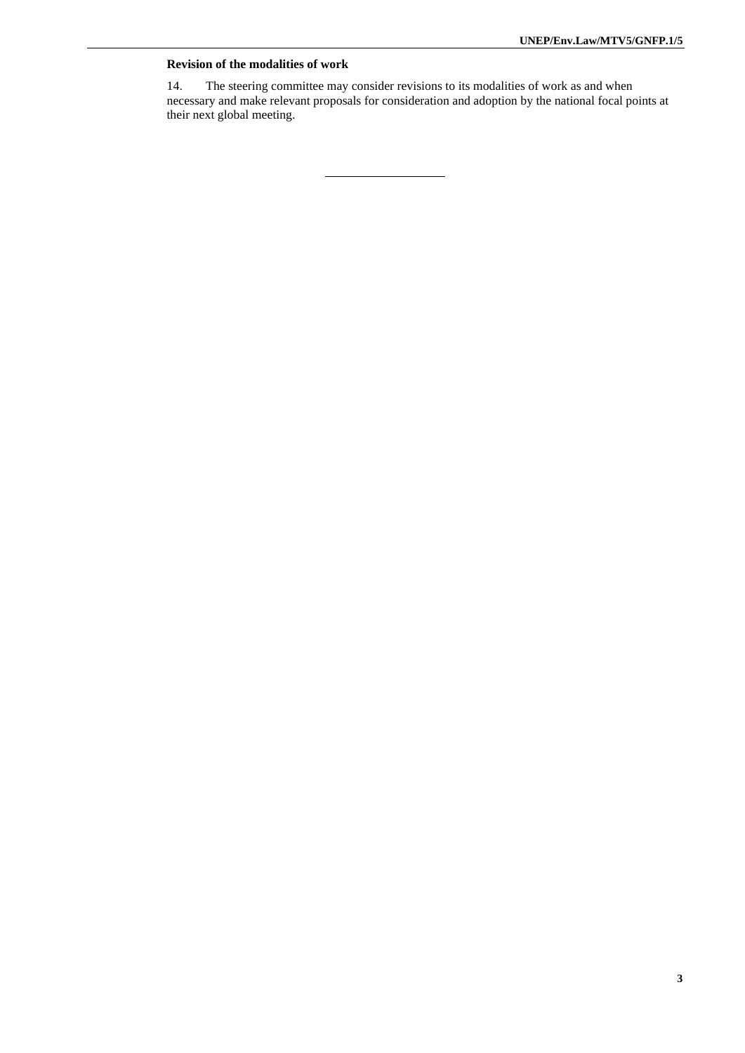**Revision of the modalities of work**

14. The steering committee may consider revisions to its modalities of work as and when necessary and make relevant proposals for consideration and adoption by the national focal points at their next global meeting.

---